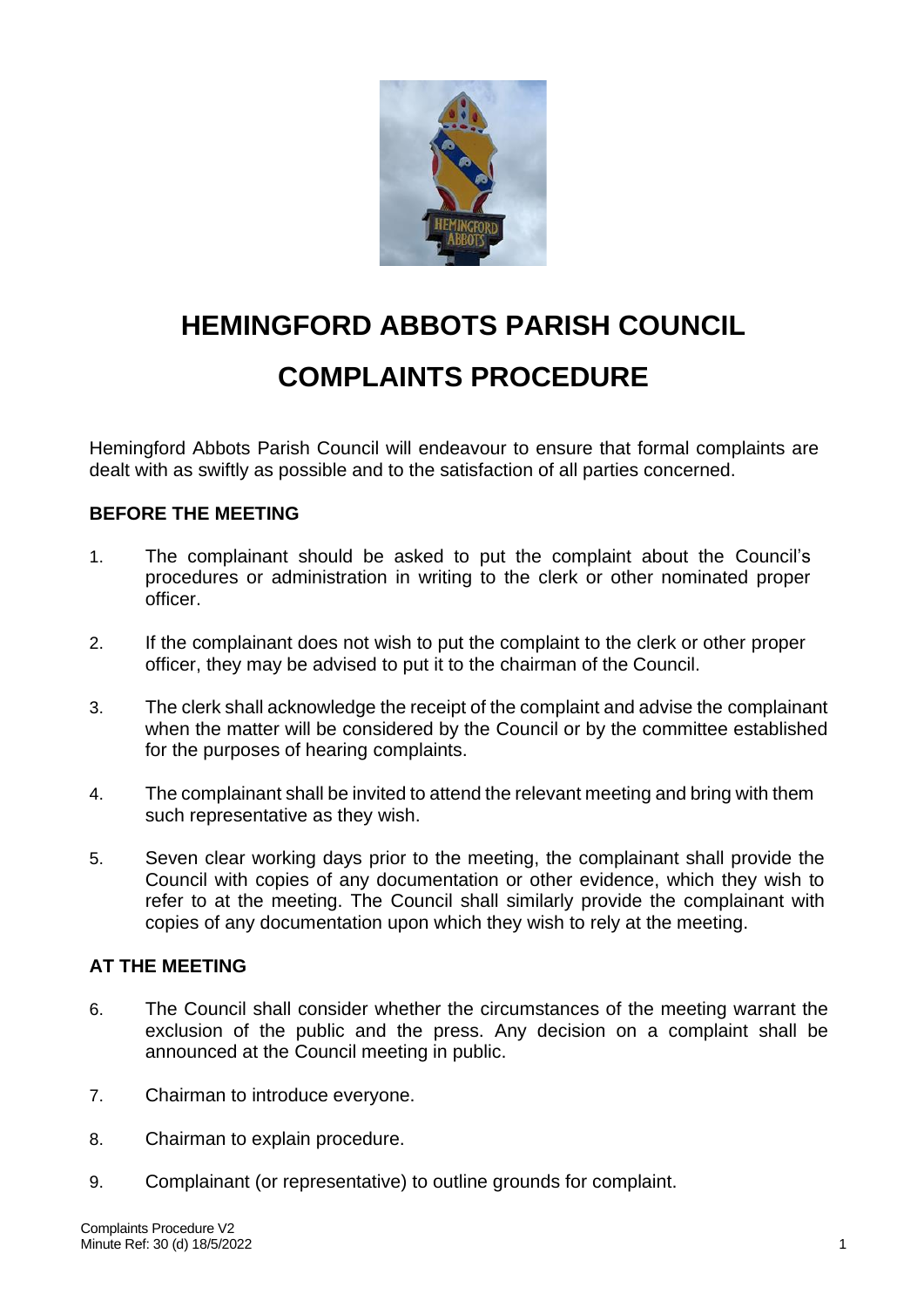# HEMINGFORD ABBOTS PARISH COUNCIL

# COMPLAINTS PROCEDURE

Hemingford Abbots Parish Council will endeavour to ensure that formal complaints are dealt with as swiftly as possible and to the satisfaction of all parties concerned.

### BEFORE THE MEETING

1. The complainant should be asked to put the complaint about the Council's procedures or administration in writing to the clerk or other nominated proper officer.

2. If the complainant does not wish to put the complaint to the clerk or other proper officer, they may be advised to put it to the chairman of the Council.

3. The clerk shall acknowledge the receipt of the complaint and advise the complainant when the matter will be considered by the Council or by the committee established for the purposes of hearing complaints.

4. The complainant shall be invited to attend the relevant meeting and bring with them such representative as they wish.

5. Seven clear working days prior to the meeting, the complainant shall provide the Council with copies of any documentation or other evidence, which they wish to refer to at the meeting. The Council shall similarly provide the complainant with copies of any documentation upon which they wish to rely at the meeting.

### AT THE MEETING

6. The Council shall consider whether the circumstances of the meeting warrant the exclusion of the public and the press. Any decision on a complaint shall be announced at the Council meeting in public.

7. Chairman to introduce everyone.

8. Chairman to explain procedure.

9. Complainant (or representative) to outline grounds for complaint.

Complaints Procedure V2
Minute Ref: 30 (d) 18/5/2022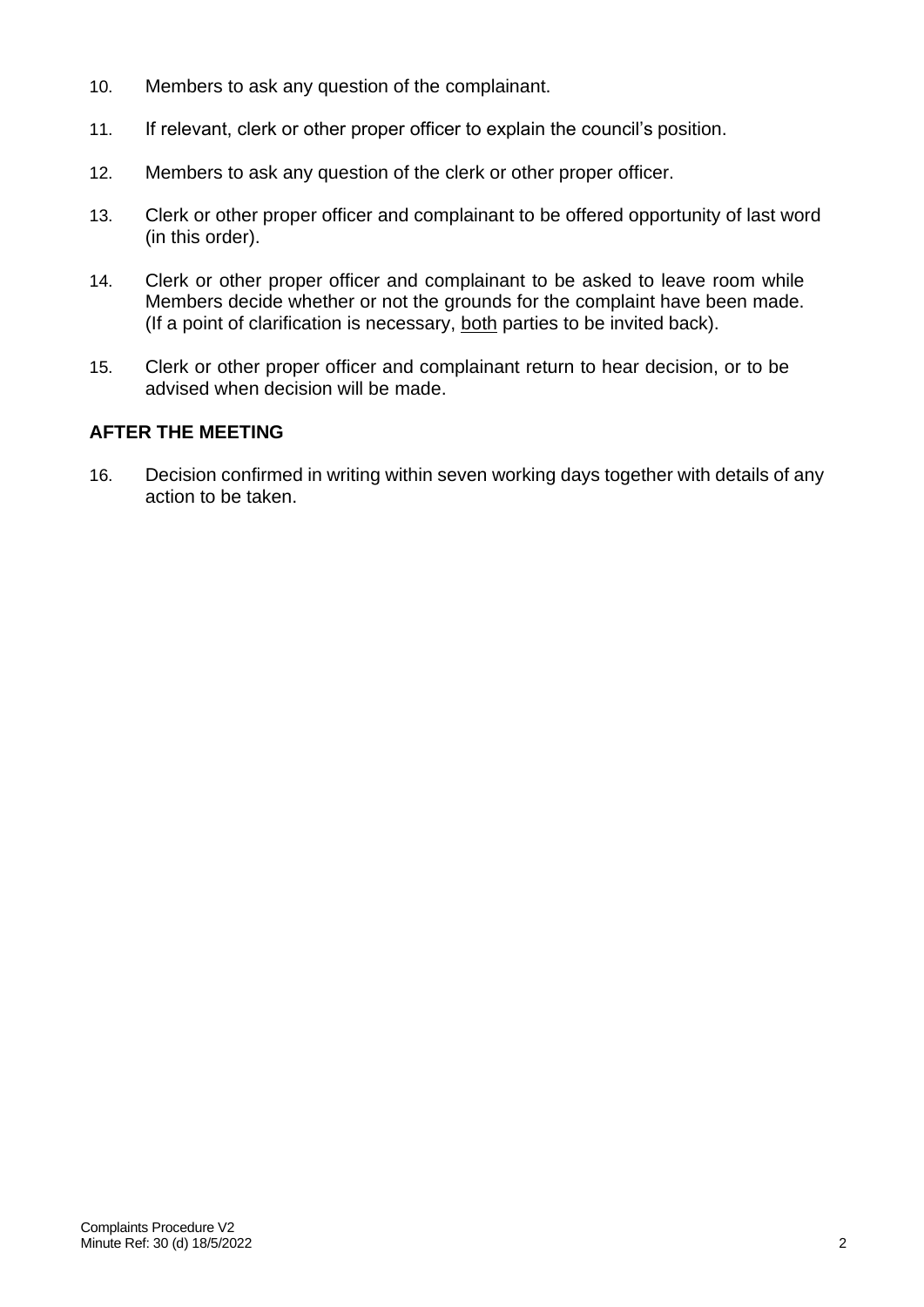10. Members to ask any question of the complainant.

11. If relevant, clerk or other proper officer to explain the council's position.

12. Members to ask any question of the clerk or other proper officer.

13. Clerk or other proper officer and complainant to be offered opportunity of last word (in this order).

14. Clerk or other proper officer and complainant to be asked to leave room while Members decide whether or not the grounds for the complaint have been made. (If a point of clarification is necessary, <u>both</u> parties to be invited back).

15. Clerk or other proper officer and complainant return to hear decision, or to be advised when decision will be made.

**AFTER THE MEETING**

16. Decision confirmed in writing within seven working days together with details of any action to be taken.